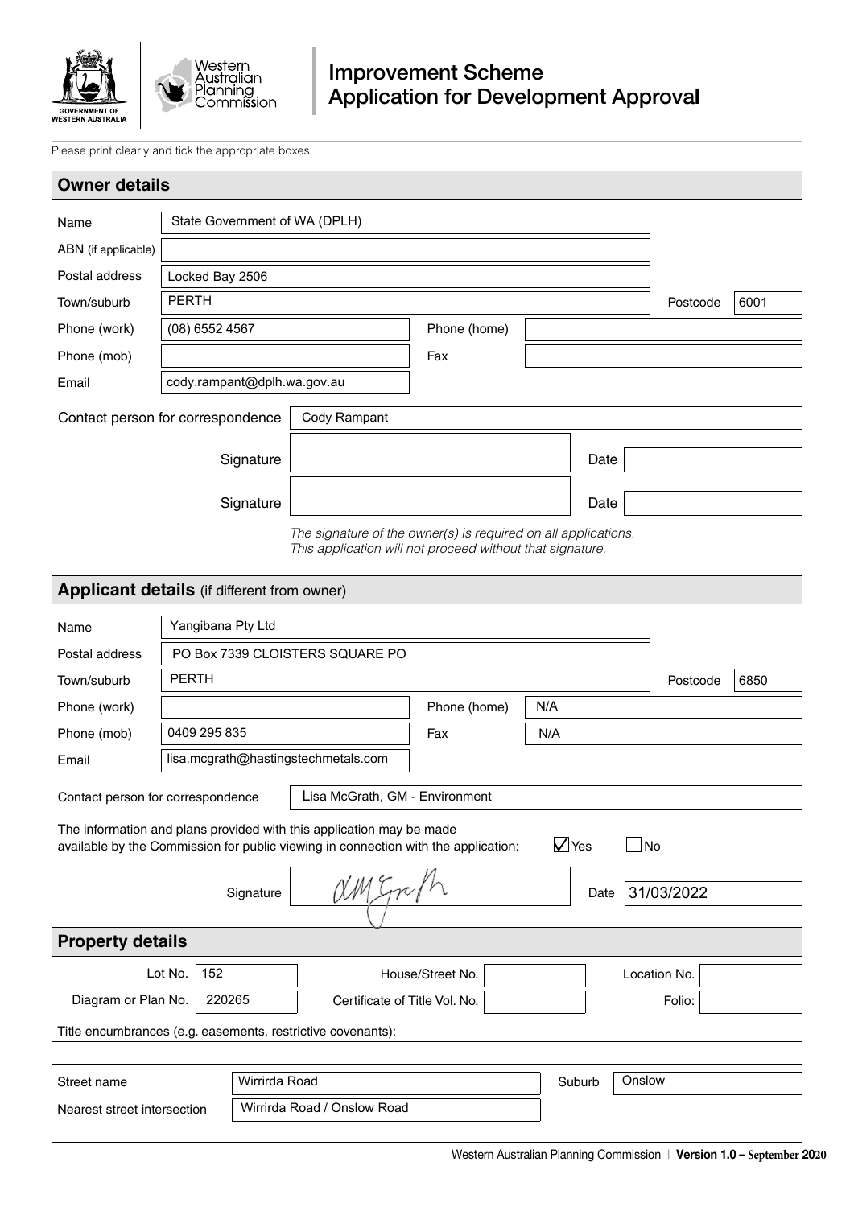# Improvement Scheme Application for Development Approval

Government of Western Australia | Western Australian Planning Commission

Please print clearly and tick the appropriate boxes.

## Owner details

| | | | |
|---|---|---|---|
| Name | State Government of WA (DPLH) | | |
| ABN (if applicable) | | | |
| Postal address | Locked Bay 2506 | | |
| Town/suburb | PERTH | Postcode | 6001 |
| Phone (work) | (08) 6552 4567 | Phone (home) | |
| Phone (mob) | | Fax | |
| Email | cody.rampant@dplh.wa.gov.au | | |

Contact person for correspondence: Cody Rampant

Signature: ______________________ Date: __________

Signature: ______________________ Date: __________

*The signature of the owner(s) is required on all applications. This application will not proceed without that signature.*

## Applicant details (if different from owner)

| | | | |
|---|---|---|---|
| Name | Yangibana Pty Ltd | | |
| Postal address | PO Box 7339 CLOISTERS SQUARE PO | | |
| Town/suburb | PERTH | Postcode | 6850 |
| Phone (work) | | Phone (home) | N/A |
| Phone (mob) | 0409 295 835 | Fax | N/A |
| Email | lisa.mcgrath@hastingstechmetals.com | | |

Contact person for correspondence: Lisa McGrath, GM - Environment

The information and plans provided with this application may be made available by the Commission for public viewing in connection with the application: ☑ Yes ☐ No

Signature: [signature] Date: 31/03/2022

## Property details

| | | | | | |
|---|---|---|---|---|---|
| Lot No. | 152 | House/Street No. | | Location No. | |
| Diagram or Plan No. | 220265 | Certificate of Title Vol. No. | | Folio: | |

Title encumbrances (e.g. easements, restrictive covenants):

| | | | |
|---|---|---|---|
| Street name | Wirrirda Road | Suburb | Onslow |
| Nearest street intersection | Wirrirda Road / Onslow Road | | |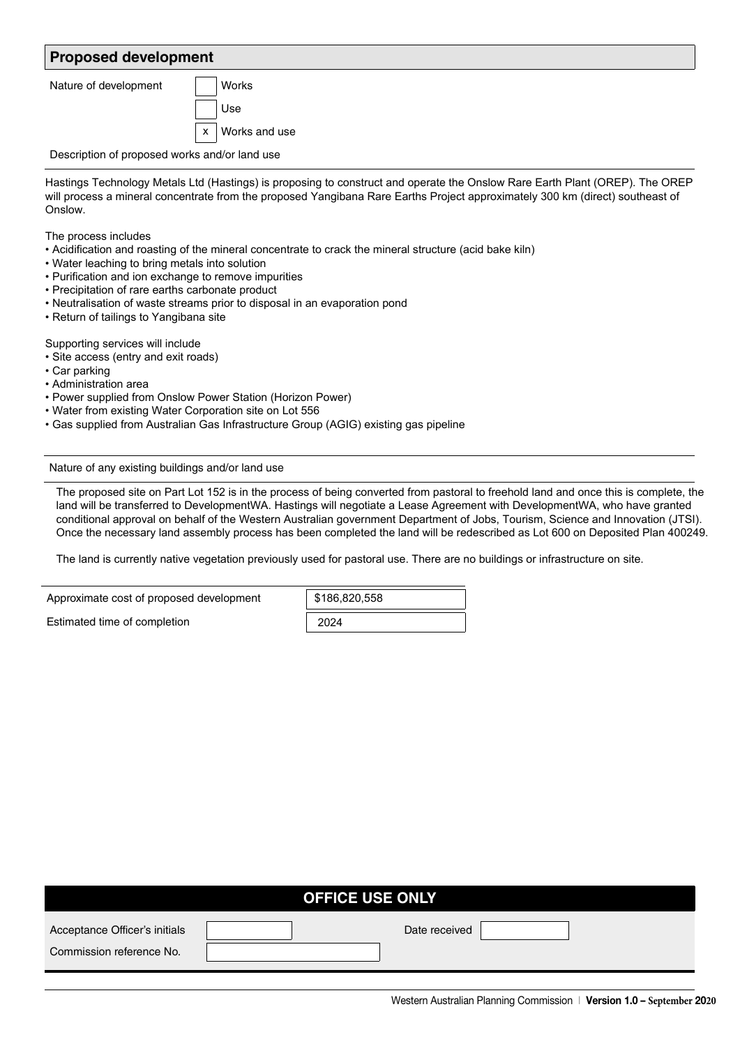## Proposed development

Nature of development

| | |
|---|---|
| [ ] | Works |
| [ ] | Use |
| [x] | Works and use |

Description of proposed works and/or land use

Hastings Technology Metals Ltd (Hastings) is proposing to construct and operate the Onslow Rare Earth Plant (OREP). The OREP will process a mineral concentrate from the proposed Yangibana Rare Earths Project approximately 300 km (direct) southeast of Onslow.

The process includes

- Acidification and roasting of the mineral concentrate to crack the mineral structure (acid bake kiln)
- Water leaching to bring metals into solution
- Purification and ion exchange to remove impurities
- Precipitation of rare earths carbonate product
- Neutralisation of waste streams prior to disposal in an evaporation pond
- Return of tailings to Yangibana site

Supporting services will include

- Site access (entry and exit roads)
- Car parking
- Administration area
- Power supplied from Onslow Power Station (Horizon Power)
- Water from existing Water Corporation site on Lot 556
- Gas supplied from Australian Gas Infrastructure Group (AGIG) existing gas pipeline

Nature of any existing buildings and/or land use

The proposed site on Part Lot 152 is in the process of being converted from pastoral to freehold land and once this is complete, the land will be transferred to DevelopmentWA. Hastings will negotiate a Lease Agreement with DevelopmentWA, who have granted conditional approval on behalf of the Western Australian government Department of Jobs, Tourism, Science and Innovation (JTSI). Once the necessary land assembly process has been completed the land will be redescribed as Lot 600 on Deposited Plan 400249.

The land is currently native vegetation previously used for pastoral use. There are no buildings or infrastructure on site.

| | |
|---|---|
| Approximate cost of proposed development | $186,820,558 |
| Estimated time of completion | 2024 |

## OFFICE USE ONLY

| | | | |
|---|---|---|---|
| Acceptance Officer's initials | | Date received | |
| Commission reference No. | | | |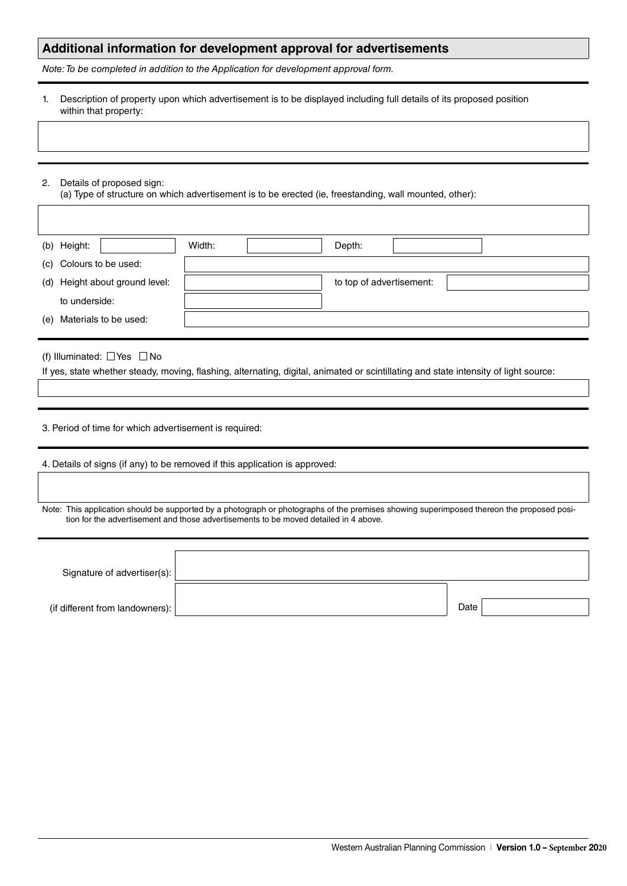## Additional information for development approval for advertisements

*Note: To be completed in addition to the Application for development approval form.*

1. Description of property upon which advertisement is to be displayed including full details of its proposed position within that property:

2. Details of proposed sign:
   (a) Type of structure on which advertisement is to be erected (ie, freestanding, wall mounted, other):

(b) Height: &nbsp;&nbsp;&nbsp;&nbsp; Width: &nbsp;&nbsp;&nbsp;&nbsp; Depth:

(c) Colours to be used:

(d) Height about ground level: &nbsp;&nbsp;&nbsp;&nbsp; to top of advertisement:

to underside:

(e) Materials to be used:

(f) Illuminated: ☐ Yes ☐ No

If yes, state whether steady, moving, flashing, alternating, digital, animated or scintillating and state intensity of light source:

3. Period of time for which advertisement is required:

4. Details of signs (if any) to be removed if this application is approved:

Note: This application should be supported by a photograph or photographs of the premises showing superimposed thereon the proposed position for the advertisement and those advertisements to be moved detailed in 4 above.

Signature of advertiser(s):

(if different from landowners): &nbsp;&nbsp;&nbsp;&nbsp; Date

Western Australian Planning Commission | **Version 1.0 – September 2020**